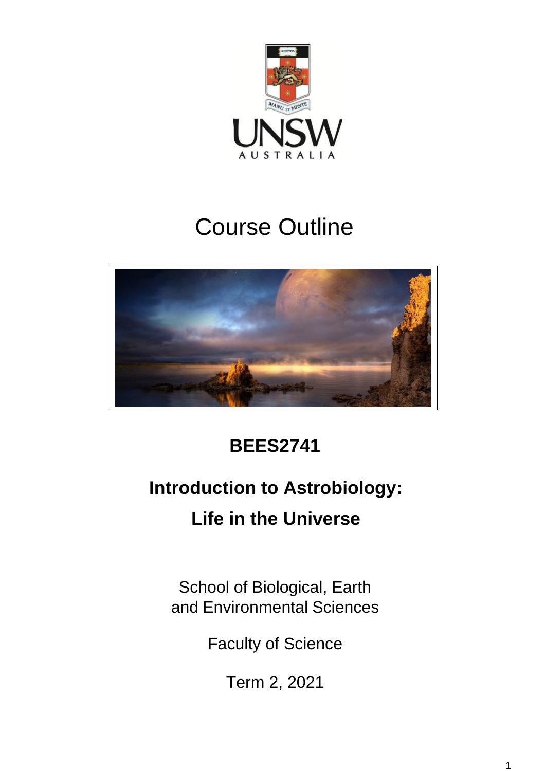# Course Outline

## BEES2741

## Introduction to Astrobiology: Life in the Universe

School of Biological, Earth and Environmental Sciences

Faculty of Science

Term 2, 2021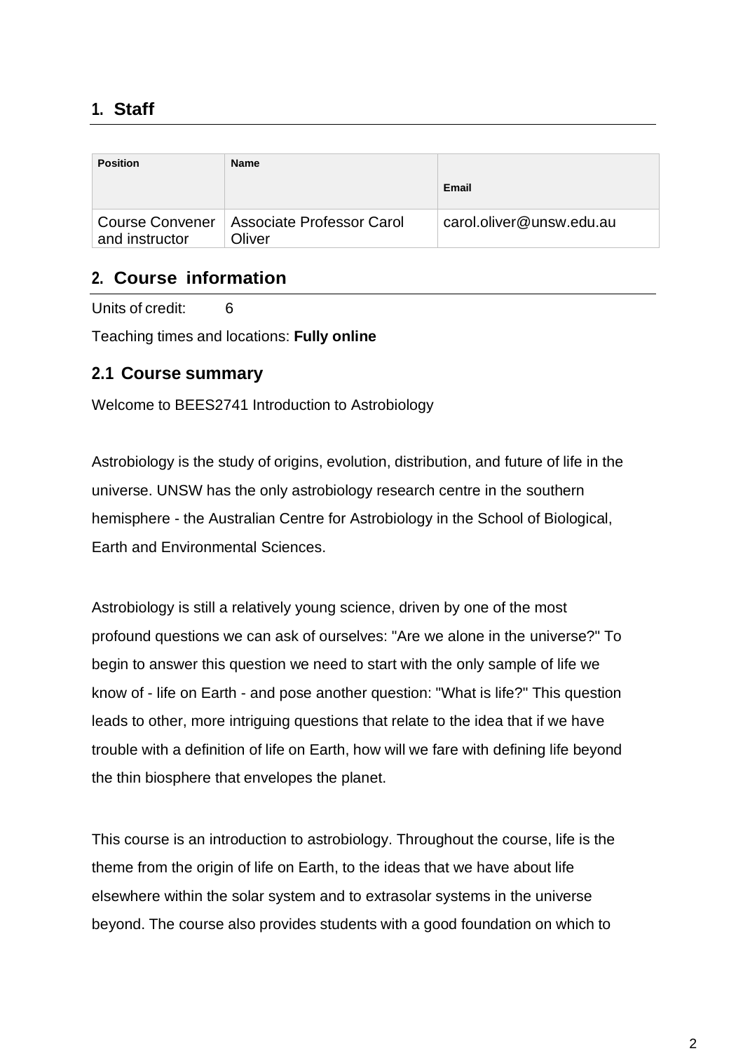## 1. Staff

| Position | Name | Email |
|---|---|---|
| Course Convener and instructor | Associate Professor Carol Oliver | carol.oliver@unsw.edu.au |

## 2. Course information

Units of credit: 6

Teaching times and locations: **Fully online**

### 2.1 Course summary

Welcome to BEES2741 Introduction to Astrobiology

Astrobiology is the study of origins, evolution, distribution, and future of life in the universe. UNSW has the only astrobiology research centre in the southern hemisphere - the Australian Centre for Astrobiology in the School of Biological, Earth and Environmental Sciences.

Astrobiology is still a relatively young science, driven by one of the most profound questions we can ask of ourselves: "Are we alone in the universe?" To begin to answer this question we need to start with the only sample of life we know of - life on Earth - and pose another question: "What is life?" This question leads to other, more intriguing questions that relate to the idea that if we have trouble with a definition of life on Earth, how will we fare with defining life beyond the thin biosphere that envelopes the planet.

This course is an introduction to astrobiology. Throughout the course, life is the theme from the origin of life on Earth, to the ideas that we have about life elsewhere within the solar system and to extrasolar systems in the universe beyond. The course also provides students with a good foundation on which to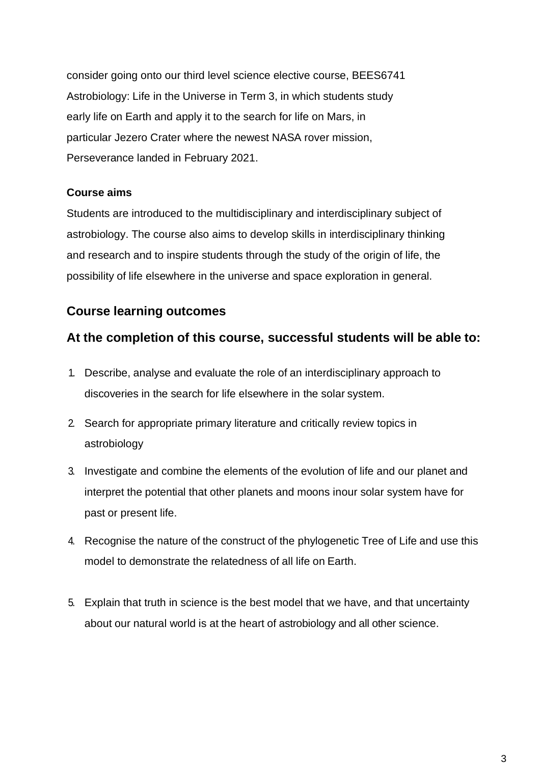consider going onto our third level science elective course, BEES6741 Astrobiology: Life in the Universe in Term 3, in which students study early life on Earth and apply it to the search for life on Mars, in particular Jezero Crater where the newest NASA rover mission, Perseverance landed in February 2021.

**Course aims**

Students are introduced to the multidisciplinary and interdisciplinary subject of astrobiology. The course also aims to develop skills in interdisciplinary thinking and research and to inspire students through the study of the origin of life, the possibility of life elsewhere in the universe and space exploration in general.

## Course learning outcomes

## At the completion of this course, successful students will be able to:

1. Describe, analyse and evaluate the role of an interdisciplinary approach to discoveries in the search for life elsewhere in the solar system.
2. Search for appropriate primary literature and critically review topics in astrobiology
3. Investigate and combine the elements of the evolution of life and our planet and interpret the potential that other planets and moons inour solar system have for past or present life.
4. Recognise the nature of the construct of the phylogenetic Tree of Life and use this model to demonstrate the relatedness of all life on Earth.
5. Explain that truth in science is the best model that we have, and that uncertainty about our natural world is at the heart of astrobiology and all other science.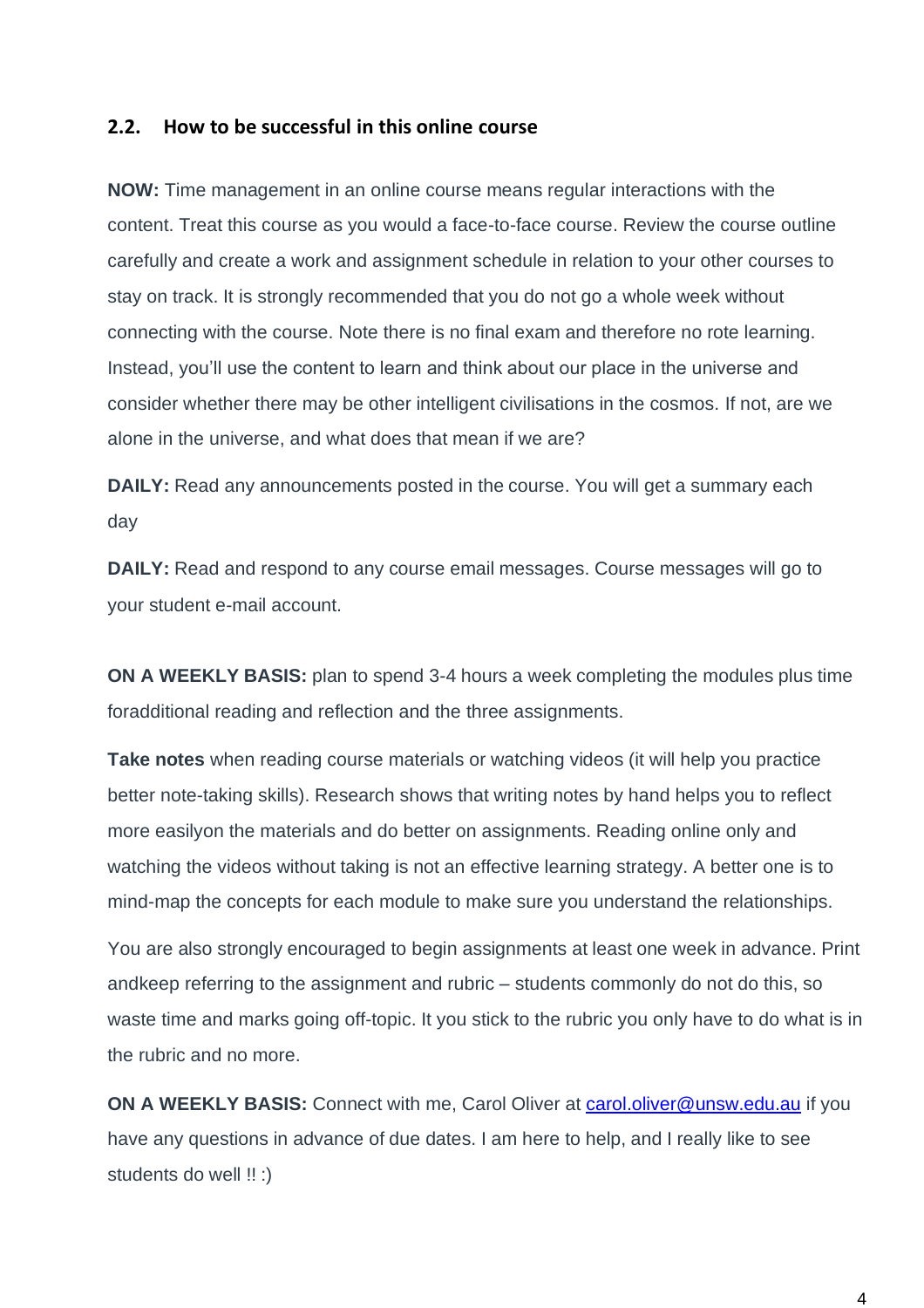## 2.2. How to be successful in this online course

**NOW:** Time management in an online course means regular interactions with the content. Treat this course as you would a face-to-face course. Review the course outline carefully and create a work and assignment schedule in relation to your other courses to stay on track. It is strongly recommended that you do not go a whole week without connecting with the course. Note there is no final exam and therefore no rote learning. Instead, you'll use the content to learn and think about our place in the universe and consider whether there may be other intelligent civilisations in the cosmos. If not, are we alone in the universe, and what does that mean if we are?

**DAILY:** Read any announcements posted in the course. You will get a summary each day

**DAILY:** Read and respond to any course email messages. Course messages will go to your student e-mail account.

**ON A WEEKLY BASIS:** plan to spend 3-4 hours a week completing the modules plus time foradditional reading and reflection and the three assignments.

**Take notes** when reading course materials or watching videos (it will help you practice better note-taking skills). Research shows that writing notes by hand helps you to reflect more easilyon the materials and do better on assignments. Reading online only and watching the videos without taking is not an effective learning strategy. A better one is to mind-map the concepts for each module to make sure you understand the relationships.

You are also strongly encouraged to begin assignments at least one week in advance. Print andkeep referring to the assignment and rubric – students commonly do not do this, so waste time and marks going off-topic. It you stick to the rubric you only have to do what is in the rubric and no more.

**ON A WEEKLY BASIS:** Connect with me, Carol Oliver at [carol.oliver@unsw.edu.au](mailto:carol.oliver@unsw.edu.au) if you have any questions in advance of due dates. I am here to help, and I really like to see students do well !! :)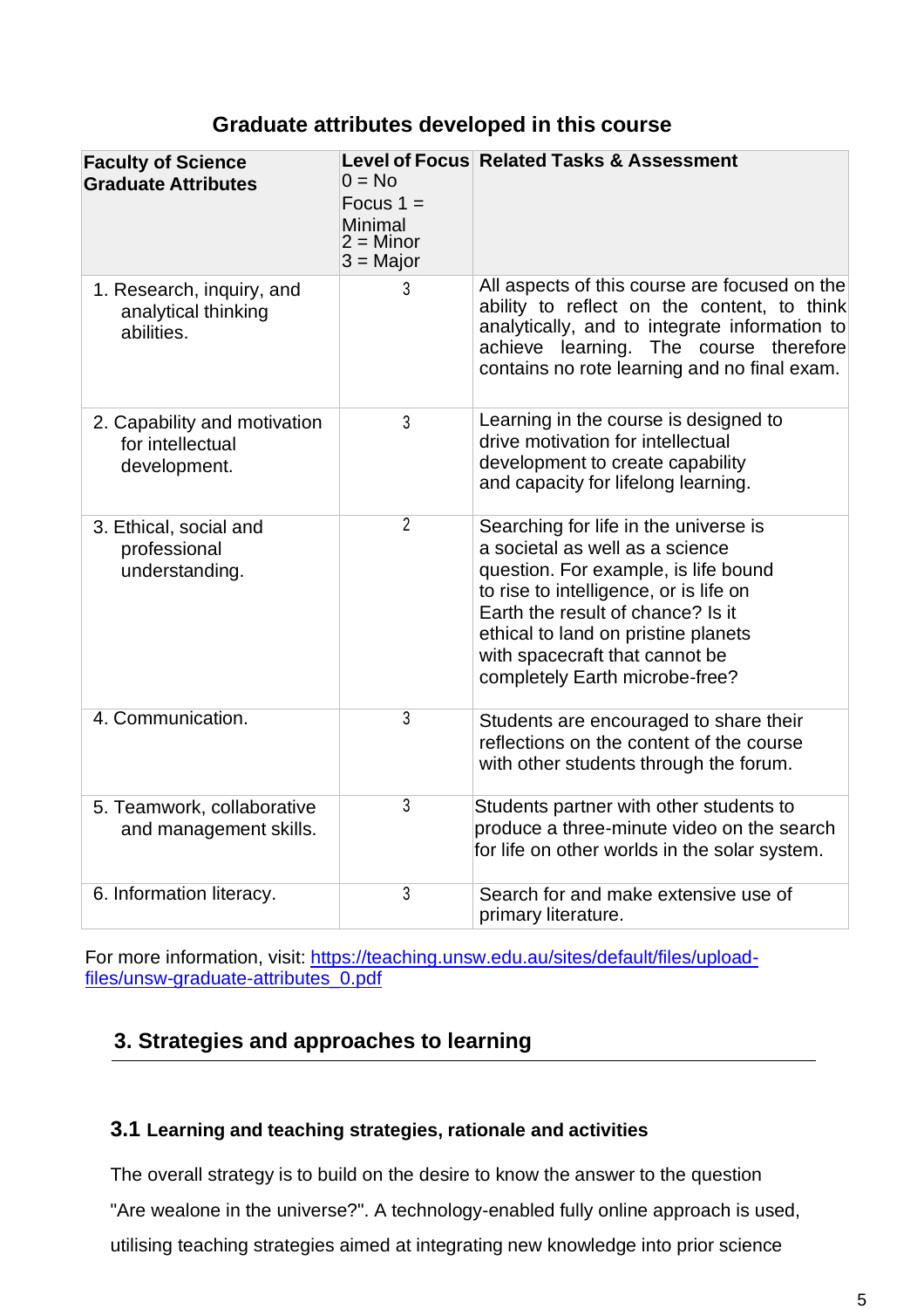## Graduate attributes developed in this course

| Faculty of Science Graduate Attributes | Level of Focus 0 = No Focus 1 = Minimal 2 = Minor 3 = Major | Related Tasks & Assessment |
|---|---|---|
| 1. Research, inquiry, and analytical thinking abilities. | 3 | All aspects of this course are focused on the ability to reflect on the content, to think analytically, and to integrate information to achieve learning. The course therefore contains no rote learning and no final exam. |
| 2. Capability and motivation for intellectual development. | 3 | Learning in the course is designed to drive motivation for intellectual development to create capability and capacity for lifelong learning. |
| 3. Ethical, social and professional understanding. | 2 | Searching for life in the universe is a societal as well as a science question. For example, is life bound to rise to intelligence, or is life on Earth the result of chance? Is it ethical to land on pristine planets with spacecraft that cannot be completely Earth microbe-free? |
| 4. Communication. | 3 | Students are encouraged to share their reflections on the content of the course with other students through the forum. |
| 5. Teamwork, collaborative and management skills. | 3 | Students partner with other students to produce a three-minute video on the search for life on other worlds in the solar system. |
| 6. Information literacy. | 3 | Search for and make extensive use of primary literature. |

For more information, visit: https://teaching.unsw.edu.au/sites/default/files/upload-files/unsw-graduate-attributes_0.pdf

## 3. Strategies and approaches to learning

### 3.1 Learning and teaching strategies, rationale and activities

The overall strategy is to build on the desire to know the answer to the question "Are wealone in the universe?". A technology-enabled fully online approach is used, utilising teaching strategies aimed at integrating new knowledge into prior science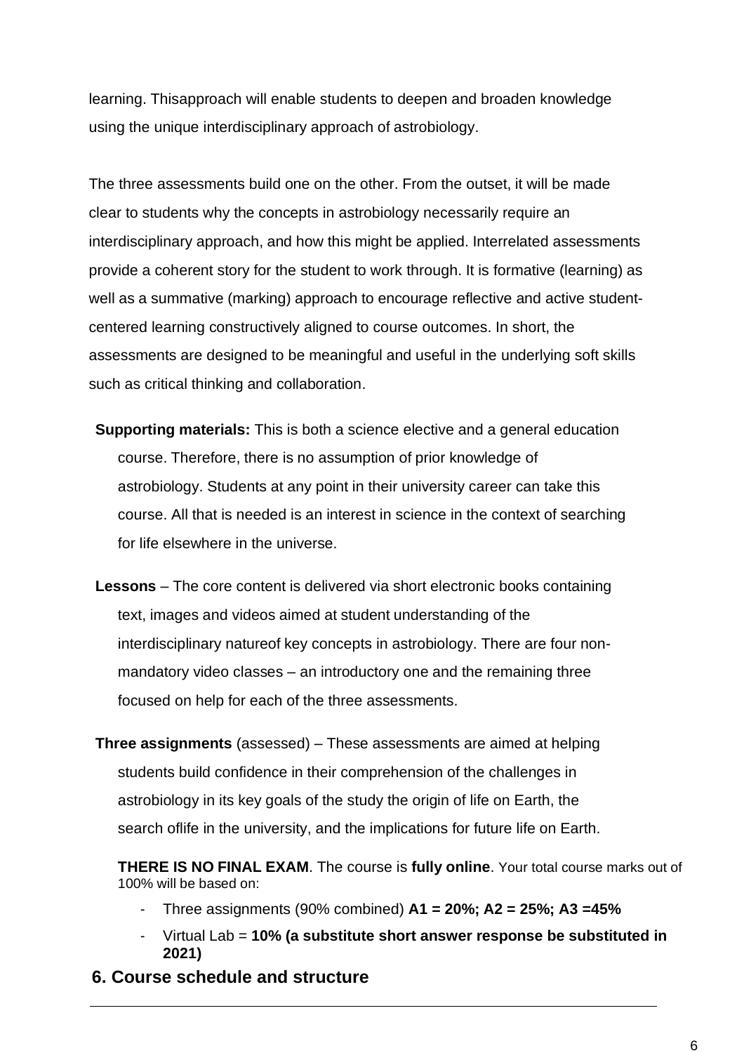learning. Thisapproach will enable students to deepen and broaden knowledge using the unique interdisciplinary approach of astrobiology.

The three assessments build one on the other. From the outset, it will be made clear to students why the concepts in astrobiology necessarily require an interdisciplinary approach, and how this might be applied. Interrelated assessments provide a coherent story for the student to work through. It is formative (learning) as well as a summative (marking) approach to encourage reflective and active student-centered learning constructively aligned to course outcomes. In short, the assessments are designed to be meaningful and useful in the underlying soft skills such as critical thinking and collaboration.

**Supporting materials:** This is both a science elective and a general education course. Therefore, there is no assumption of prior knowledge of astrobiology. Students at any point in their university career can take this course. All that is needed is an interest in science in the context of searching for life elsewhere in the universe.

**Lessons** – The core content is delivered via short electronic books containing text, images and videos aimed at student understanding of the interdisciplinary natureof key concepts in astrobiology. There are four non-mandatory video classes – an introductory one and the remaining three focused on help for each of the three assessments.

**Three assignments** (assessed) – These assessments are aimed at helping students build confidence in their comprehension of the challenges in astrobiology in its key goals of the study the origin of life on Earth, the search oflife in the university, and the implications for future life on Earth.

**THERE IS NO FINAL EXAM**. The course is **fully online**. Your total course marks out of 100% will be based on:

- Three assignments (90% combined) **A1 = 20%; A2 = 25%; A3 =45%**
- Virtual Lab = **10% (a substitute short answer response be substituted in 2021)**

## 6. Course schedule and structure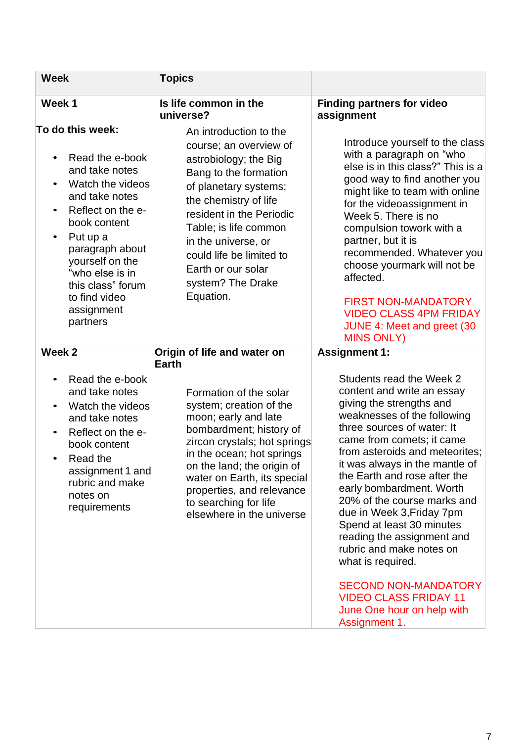| Week | Topics | |
|---|---|---|
| **Week 1**<br><br>**To do this week:**<br><br>• Read the e-book and take notes<br>• Watch the videos and take notes<br>• Reflect on the e-book content<br>• Put up a paragraph about yourself on the "who else is in this class" forum to find video assignment partners | **Is life common in the universe?**<br><br>An introduction to the course; an overview of astrobiology; the Big Bang to the formation of planetary systems; the chemistry of life resident in the Periodic Table; is life common in the universe, or could life be limited to Earth or our solar system? The Drake Equation. | **Finding partners for video assignment**<br><br>Introduce yourself to the class with a paragraph on "who else is in this class?" This is a good way to find another you might like to team with online for the videoassignment in Week 5. There is no compulsion towork with a partner, but it is recommended. Whatever you choose yourmark will not be affected.<br><br>FIRST NON-MANDATORY VIDEO CLASS 4PM FRIDAY JUNE 4: Meet and greet (30 MINS ONLY) |
| **Week 2**<br><br>• Read the e-book and take notes<br>• Watch the videos and take notes<br>• Reflect on the e-book content<br>• Read the assignment 1 and rubric and make notes on requirements | **Origin of life and water on Earth**<br><br>Formation of the solar system; creation of the moon; early and late bombardment; history of zircon crystals; hot springs in the ocean; hot springs on the land; the origin of water on Earth, its special properties, and relevance to searching for life elsewhere in the universe | **Assignment 1:**<br><br>Students read the Week 2 content and write an essay giving the strengths and weaknesses of the following three sources of water: It came from comets; it came from asteroids and meteorites; it was always in the mantle of the Earth and rose after the early bombardment. Worth 20% of the course marks and due in Week 3,Friday 7pm Spend at least 30 minutes reading the assignment and rubric and make notes on what is required.<br><br>SECOND NON-MANDATORY VIDEO CLASS FRIDAY 11 June One hour on help with Assignment 1. |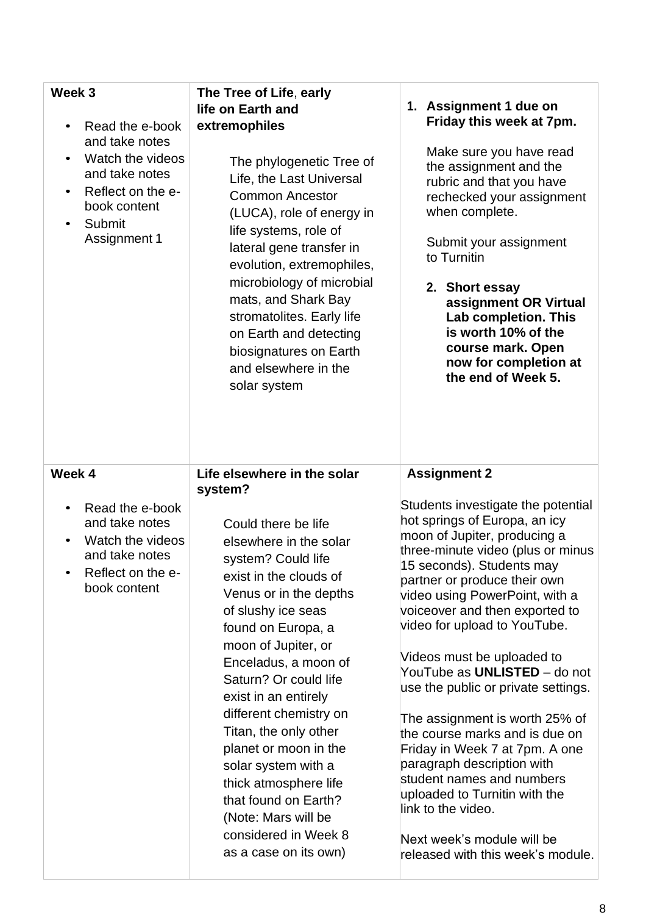| | | |
|---|---|---|
| **Week 3**<br><br>• Read the e-book and take notes<br>• Watch the videos and take notes<br>• Reflect on the e-book content<br>• Submit Assignment 1 | **The Tree of Life**, **early life on Earth and extremophiles**<br><br>The phylogenetic Tree of Life, the Last Universal Common Ancestor (LUCA), role of energy in life systems, role of lateral gene transfer in evolution, extremophiles, microbiology of microbial mats, and Shark Bay stromatolites. Early life on Earth and detecting biosignatures on Earth and elsewhere in the solar system | 1. **Assignment 1 due on Friday this week at 7pm.**<br><br>Make sure you have read the assignment and the rubric and that you have rechecked your assignment when complete.<br><br>Submit your assignment to Turnitin<br><br>2. **Short essay assignment OR Virtual Lab completion. This is worth 10% of the course mark. Open now for completion at the end of Week 5.** |
| **Week 4**<br><br>• Read the e-book and take notes<br>• Watch the videos and take notes<br>• Reflect on the e-book content | **Life elsewhere in the solar system?**<br><br>Could there be life elsewhere in the solar system? Could life exist in the clouds of Venus or in the depths of slushy ice seas found on Europa, a moon of Jupiter, or Enceladus, a moon of Saturn? Or could life exist in an entirely different chemistry on Titan, the only other planet or moon in the solar system with a thick atmosphere life that found on Earth? (Note: Mars will be considered in Week 8 as a case on its own) | **Assignment 2**<br><br>Students investigate the potential hot springs of Europa, an icy moon of Jupiter, producing a three-minute video (plus or minus 15 seconds). Students may partner or produce their own video using PowerPoint, with a voiceover and then exported to video for upload to YouTube.<br><br>Videos must be uploaded to YouTube as **UNLISTED** – do not use the public or private settings.<br><br>The assignment is worth 25% of the course marks and is due on Friday in Week 7 at 7pm. A one paragraph description with student names and numbers uploaded to Turnitin with the link to the video.<br><br>Next week's module will be released with this week's module. |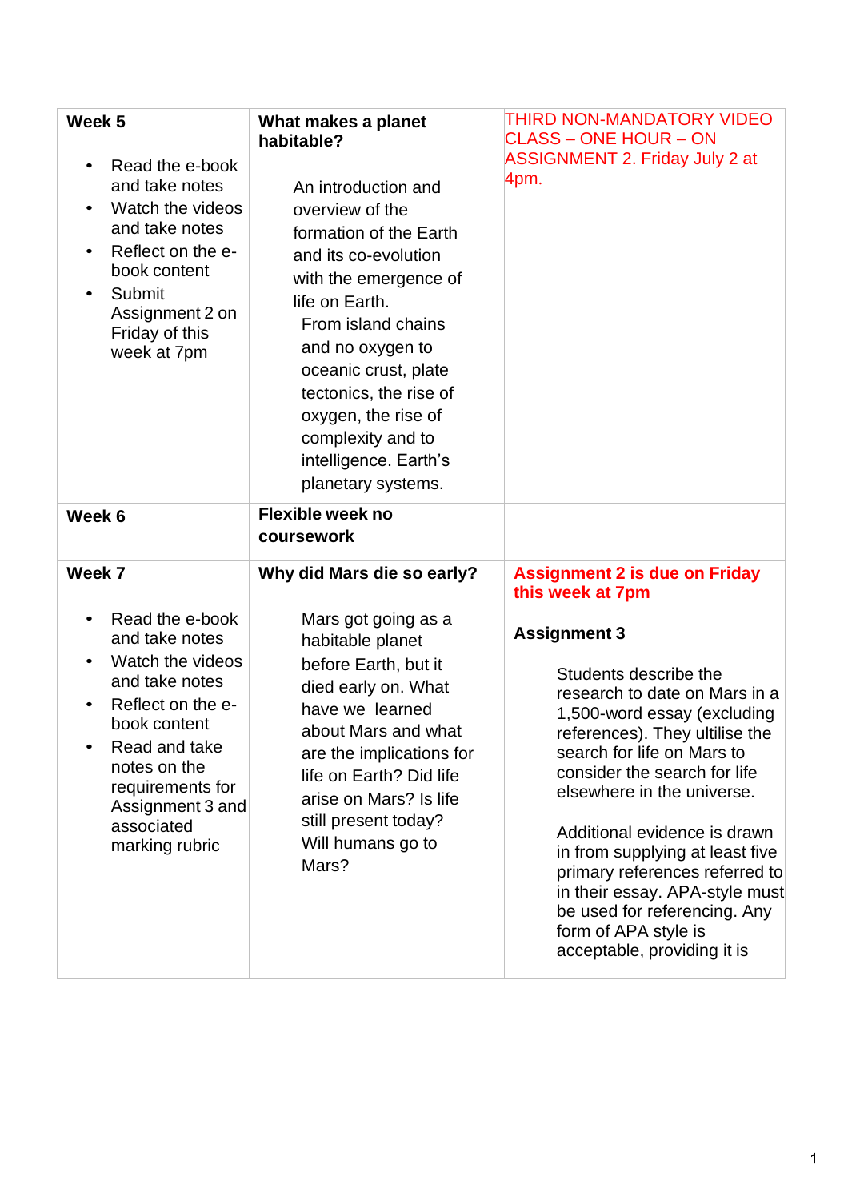| | | |
|---|---|---|
| **Week 5**<br><br>• Read the e-book and take notes<br>• Watch the videos and take notes<br>• Reflect on the e-book content<br>• Submit Assignment 2 on Friday of this week at 7pm | **What makes a planet habitable?**<br><br>An introduction and overview of the formation of the Earth and its co-evolution with the emergence of life on Earth.<br>From island chains and no oxygen to oceanic crust, plate tectonics, the rise of oxygen, the rise of complexity and to intelligence. Earth's planetary systems. | THIRD NON-MANDATORY VIDEO CLASS – ONE HOUR – ON ASSIGNMENT 2. Friday July 2 at 4pm. |
| **Week 6** | **Flexible week no coursework** | |
| **Week 7**<br><br>• Read the e-book and take notes<br>• Watch the videos and take notes<br>• Reflect on the e-book content<br>• Read and take notes on the requirements for Assignment 3 and associated marking rubric | **Why did Mars die so early?**<br><br>Mars got going as a habitable planet before Earth, but it died early on. What have we learned about Mars and what are the implications for life on Earth? Did life arise on Mars? Is life still present today? Will humans go to Mars? | **Assignment 2 is due on Friday this week at 7pm**<br><br>**Assignment 3**<br><br>Students describe the research to date on Mars in a 1,500-word essay (excluding references). They ultilise the search for life on Mars to consider the search for life elsewhere in the universe.<br><br>Additional evidence is drawn in from supplying at least five primary references referred to in their essay. APA-style must be used for referencing. Any form of APA style is acceptable, providing it is |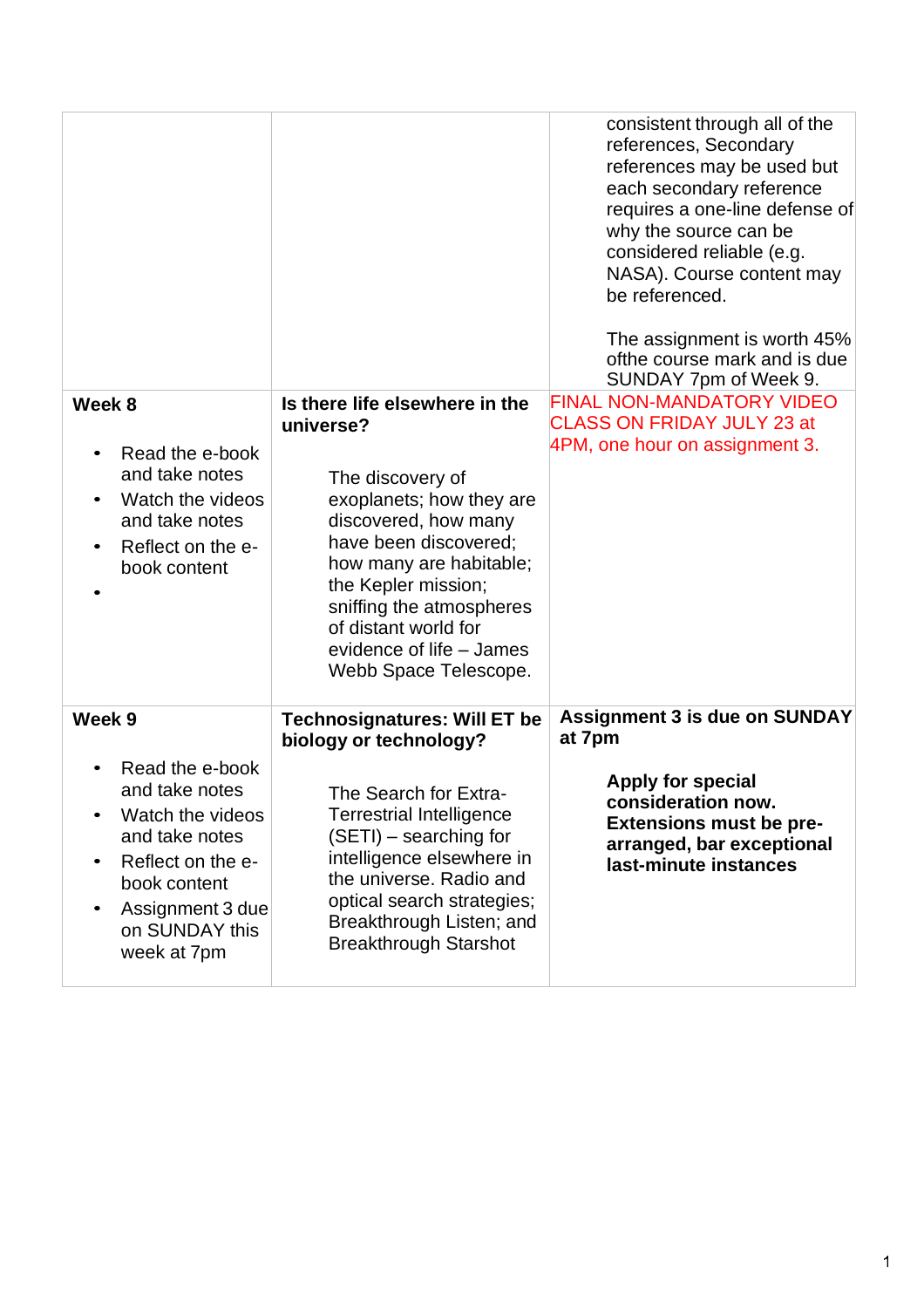| | | |
|---|---|---|
| | | consistent through all of the references, Secondary references may be used but each secondary reference requires a one-line defense of why the source can be considered reliable (e.g. NASA). Course content may be referenced.<br><br>The assignment is worth 45% ofthe course mark and is due SUNDAY 7pm of Week 9. |
| **Week 8**<br><br>• Read the e-book and take notes<br>• Watch the videos and take notes<br>• Reflect on the e-book content<br>• | **Is there life elsewhere in the universe?**<br><br>The discovery of exoplanets; how they are discovered, how many have been discovered; how many are habitable; the Kepler mission; sniffing the atmospheres of distant world for evidence of life – James Webb Space Telescope. | FINAL NON-MANDATORY VIDEO CLASS ON FRIDAY JULY 23 at 4PM, one hour on assignment 3. |
| **Week 9**<br><br>• Read the e-book and take notes<br>• Watch the videos and take notes<br>• Reflect on the e-book content<br>• Assignment 3 due on SUNDAY this week at 7pm | **Technosignatures: Will ET be biology or technology?**<br><br>The Search for Extra-Terrestrial Intelligence (SETI) – searching for intelligence elsewhere in the universe. Radio and optical search strategies; Breakthrough Listen; and Breakthrough Starshot | **Assignment 3 is due on SUNDAY at 7pm**<br><br>**Apply for special consideration now. Extensions must be pre-arranged, bar exceptional last-minute instances** |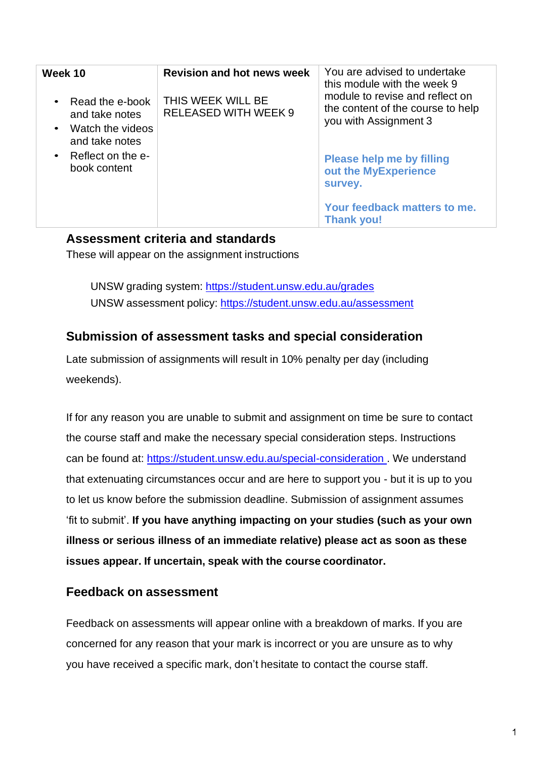| Week 10<br><br>• Read the e-book and take notes<br>• Watch the videos and take notes<br>• Reflect on the e-book content | **Revision and hot news week**<br><br>THIS WEEK WILL BE RELEASED WITH WEEK 9 | You are advised to undertake this module with the week 9 module to revise and reflect on the content of the course to help you with Assignment 3<br><br>**Please help me by filling out the MyExperience survey.**<br><br>**Your feedback matters to me. Thank you!** |
|---|---|---|

## Assessment criteria and standards

These will appear on the assignment instructions

UNSW grading system: https://student.unsw.edu.au/grades
UNSW assessment policy: https://student.unsw.edu.au/assessment

## Submission of assessment tasks and special consideration

Late submission of assignments will result in 10% penalty per day (including weekends).

If for any reason you are unable to submit and assignment on time be sure to contact the course staff and make the necessary special consideration steps. Instructions can be found at: https://student.unsw.edu.au/special-consideration . We understand that extenuating circumstances occur and are here to support you - but it is up to you to let us know before the submission deadline. Submission of assignment assumes 'fit to submit'. **If you have anything impacting on your studies (such as your own illness or serious illness of an immediate relative) please act as soon as these issues appear. If uncertain, speak with the course coordinator.**

## Feedback on assessment

Feedback on assessments will appear online with a breakdown of marks. If you are concerned for any reason that your mark is incorrect or you are unsure as to why you have received a specific mark, don't hesitate to contact the course staff.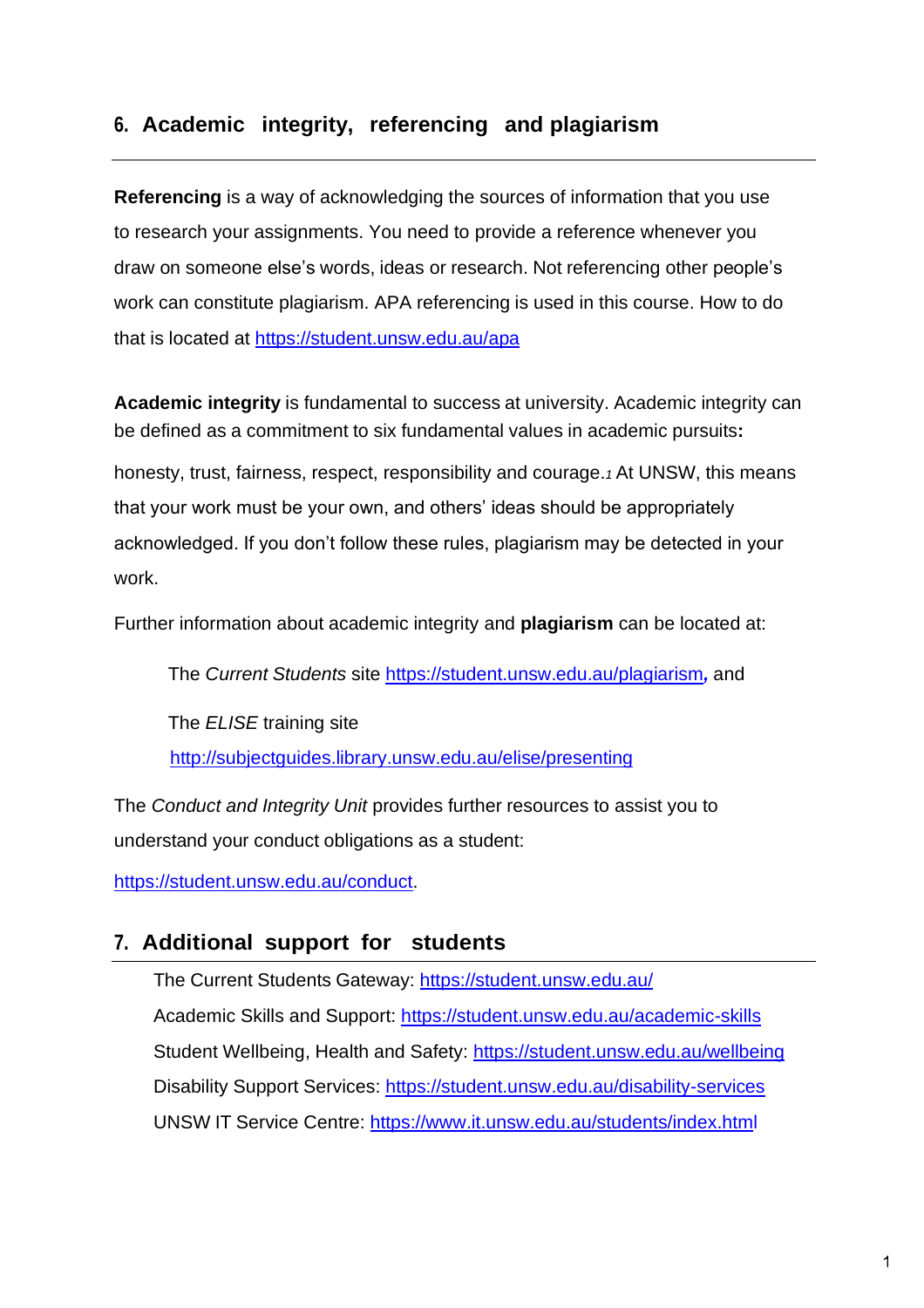## 6. Academic integrity, referencing and plagiarism

**Referencing** is a way of acknowledging the sources of information that you use to research your assignments. You need to provide a reference whenever you draw on someone else's words, ideas or research. Not referencing other people's work can constitute plagiarism. APA referencing is used in this course. How to do that is located at https://student.unsw.edu.au/apa

**Academic integrity** is fundamental to success at university. Academic integrity can be defined as a commitment to six fundamental values in academic pursuits**:** honesty, trust, fairness, respect, responsibility and courage.[1] At UNSW, this means that your work must be your own, and others' ideas should be appropriately acknowledged. If you don't follow these rules, plagiarism may be detected in your work.

Further information about academic integrity and **plagiarism** can be located at:

The *Current Students* site https://student.unsw.edu.au/plagiarism***,*** and

The *ELISE* training site http://subjectguides.library.unsw.edu.au/elise/presenting

The *Conduct and Integrity Unit* provides further resources to assist you to understand your conduct obligations as a student: https://student.unsw.edu.au/conduct.

## 7. Additional support for students

- The Current Students Gateway: https://student.unsw.edu.au/
- Academic Skills and Support: https://student.unsw.edu.au/academic-skills
- Student Wellbeing, Health and Safety: https://student.unsw.edu.au/wellbeing
- Disability Support Services: https://student.unsw.edu.au/disability-services
- UNSW IT Service Centre: https://www.it.unsw.edu.au/students/index.html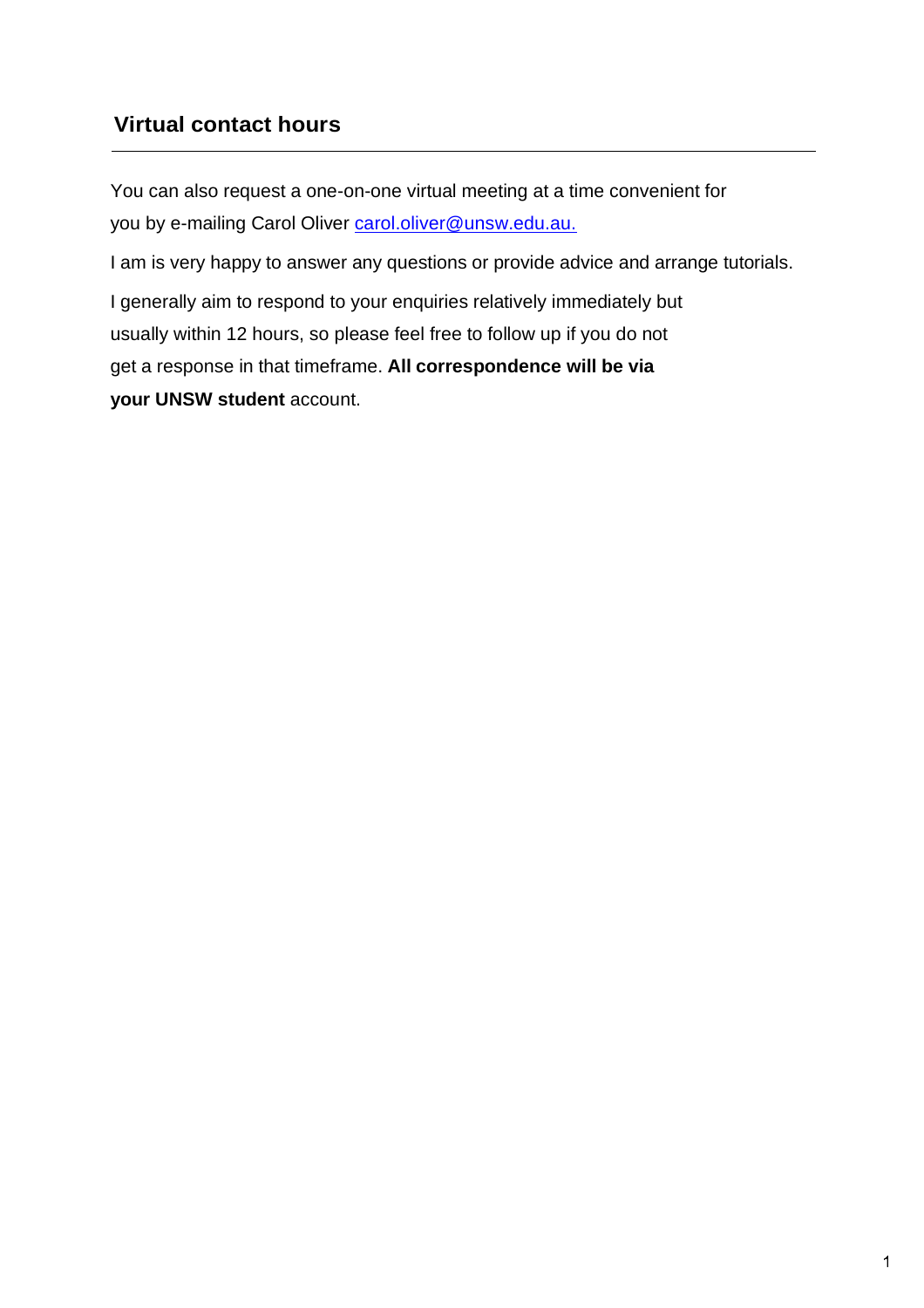## Virtual contact hours

You can also request a one-on-one virtual meeting at a time convenient for you by e-mailing Carol Oliver [carol.oliver@unsw.edu.au.](mailto:carol.oliver@unsw.edu.au)

I am is very happy to answer any questions or provide advice and arrange tutorials.

I generally aim to respond to your enquiries relatively immediately but usually within 12 hours, so please feel free to follow up if you do not get a response in that timeframe. **All correspondence will be via your UNSW student** account.